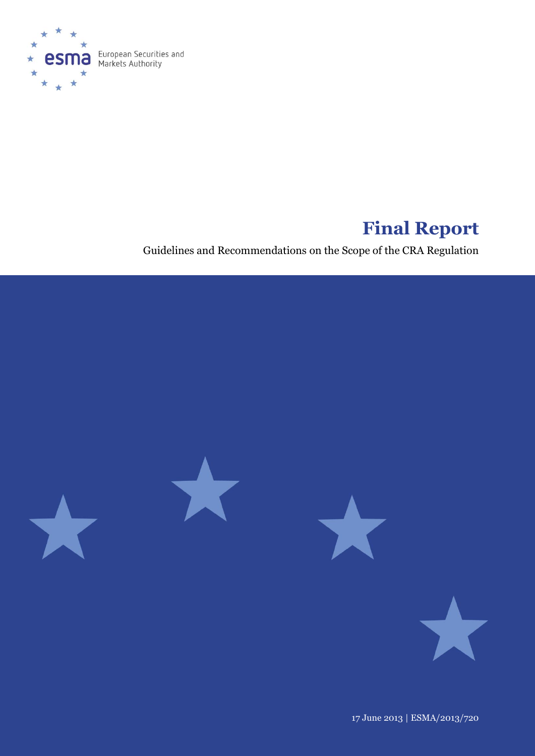European Securities and Markets Authority

# Final Report

Guidelines and Recommendations on the Scope of the CRA Regulation

17 June 2013 | ESMA/2013/720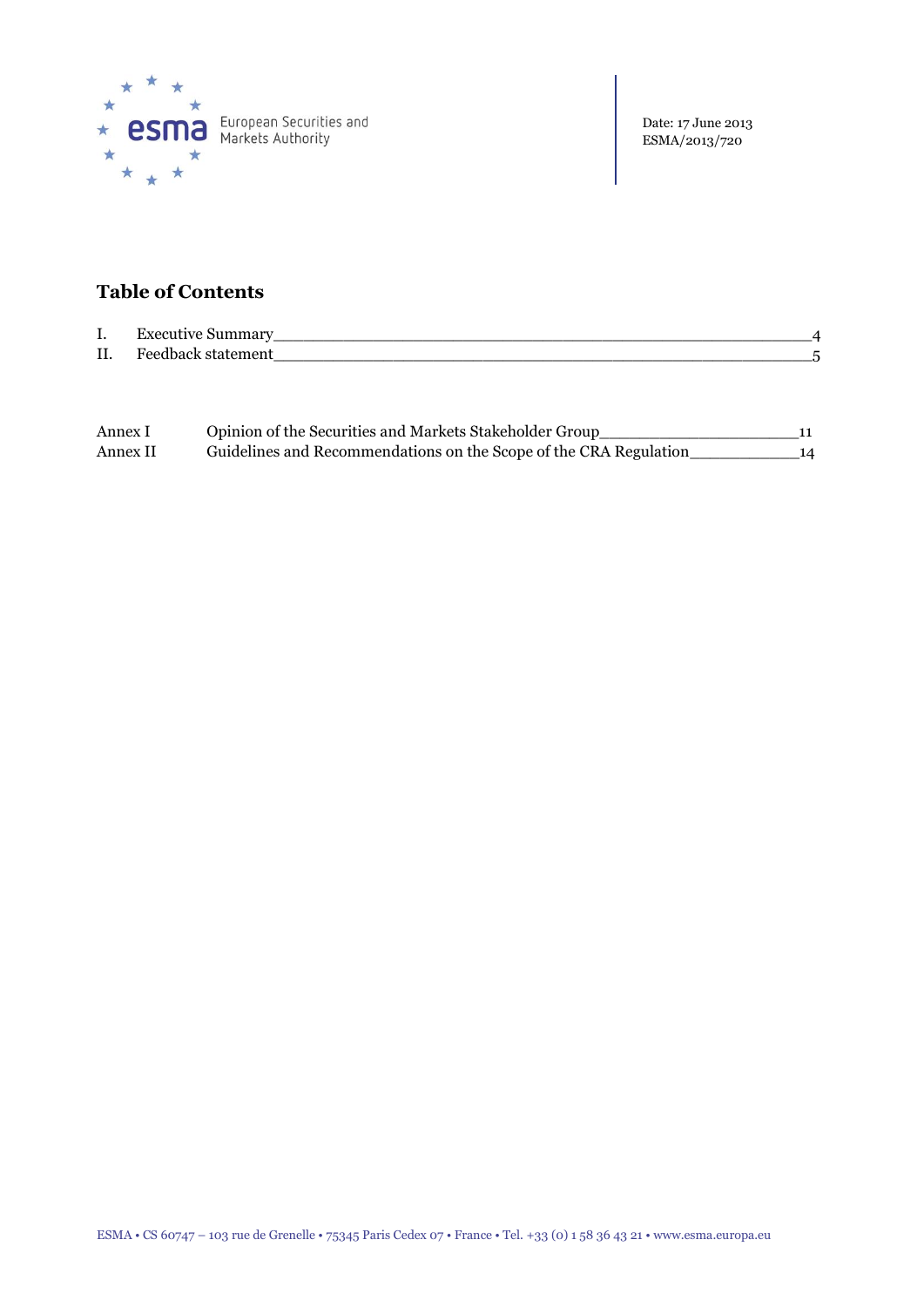Date: 17 June 2013
ESMA/2013/720

## Table of Contents

| | | |
|---|---|---|
| I. | Executive Summary | 4 |
| II. | Feedback statement | 5 |

| | | |
|---|---|---|
| Annex I | Opinion of the Securities and Markets Stakeholder Group | 11 |
| Annex II | Guidelines and Recommendations on the Scope of the CRA Regulation | 14 |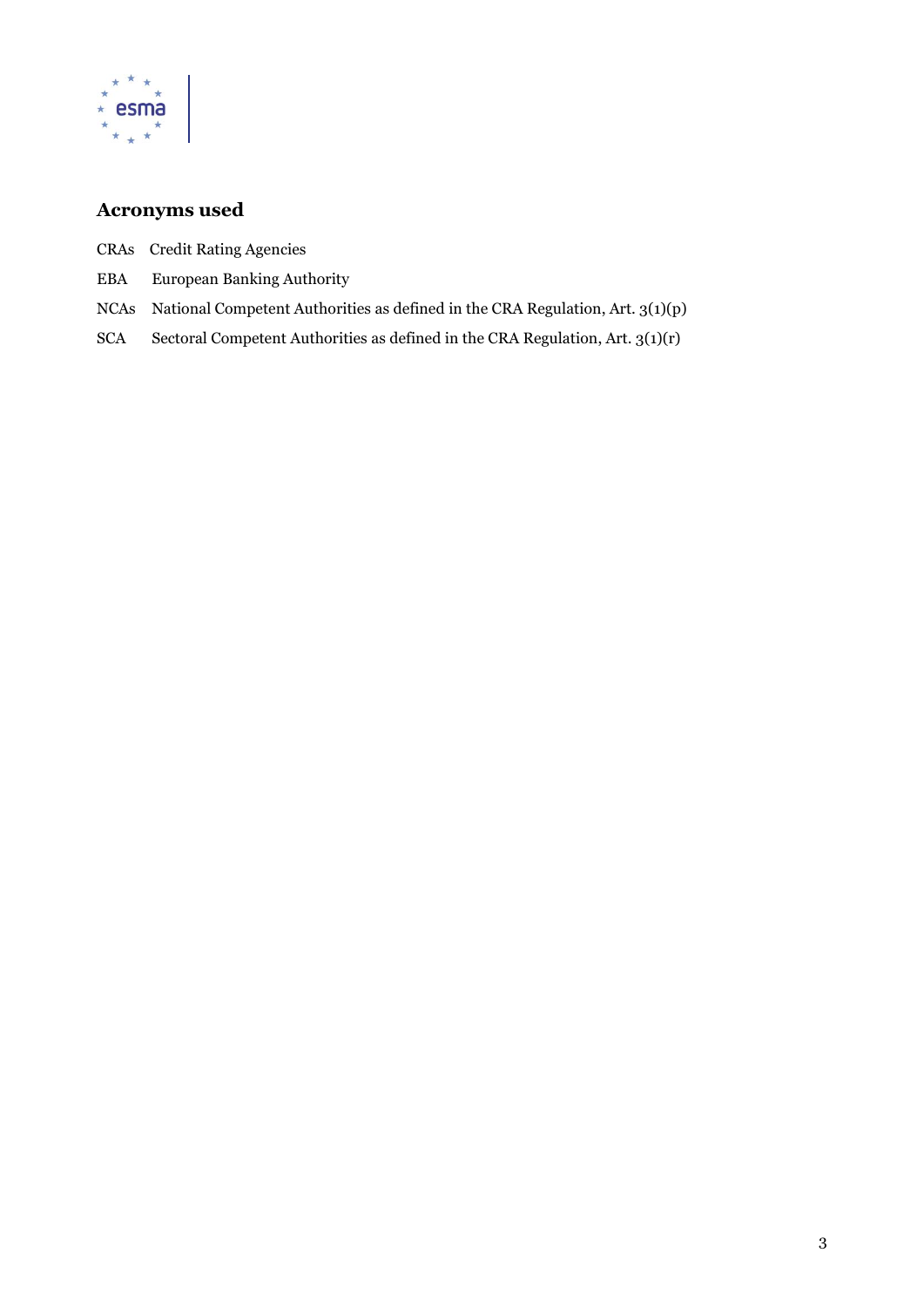## Acronyms used

CRAs Credit Rating Agencies

EBA European Banking Authority

NCAs National Competent Authorities as defined in the CRA Regulation, Art. 3(1)(p)

SCA Sectoral Competent Authorities as defined in the CRA Regulation, Art. 3(1)(r)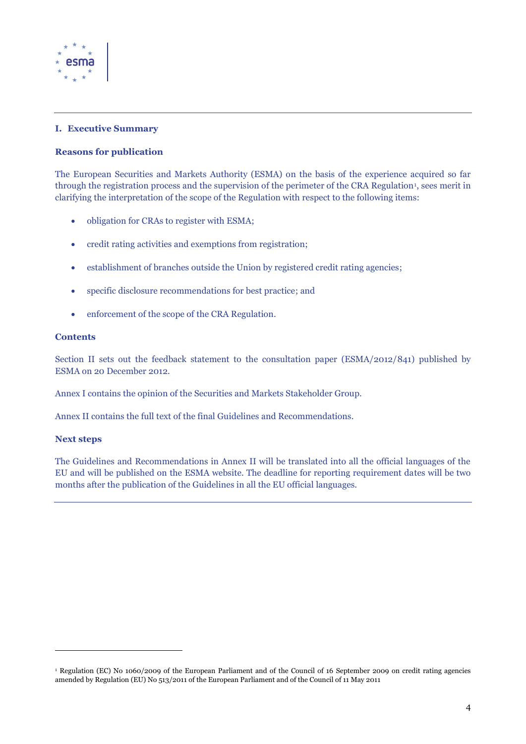## I. Executive Summary

### Reasons for publication

The European Securities and Markets Authority (ESMA) on the basis of the experience acquired so far through the registration process and the supervision of the perimeter of the CRA Regulation[1], sees merit in clarifying the interpretation of the scope of the Regulation with respect to the following items:

- obligation for CRAs to register with ESMA;
- credit rating activities and exemptions from registration;
- establishment of branches outside the Union by registered credit rating agencies;
- specific disclosure recommendations for best practice; and
- enforcement of the scope of the CRA Regulation.

### Contents

Section II sets out the feedback statement to the consultation paper (ESMA/2012/841) published by ESMA on 20 December 2012.

Annex I contains the opinion of the Securities and Markets Stakeholder Group.

Annex II contains the full text of the final Guidelines and Recommendations.

### Next steps

The Guidelines and Recommendations in Annex II will be translated into all the official languages of the EU and will be published on the ESMA website. The deadline for reporting requirement dates will be two months after the publication of the Guidelines in all the EU official languages.

---

[1] Regulation (EC) No 1060/2009 of the European Parliament and of the Council of 16 September 2009 on credit rating agencies amended by Regulation (EU) No 513/2011 of the European Parliament and of the Council of 11 May 2011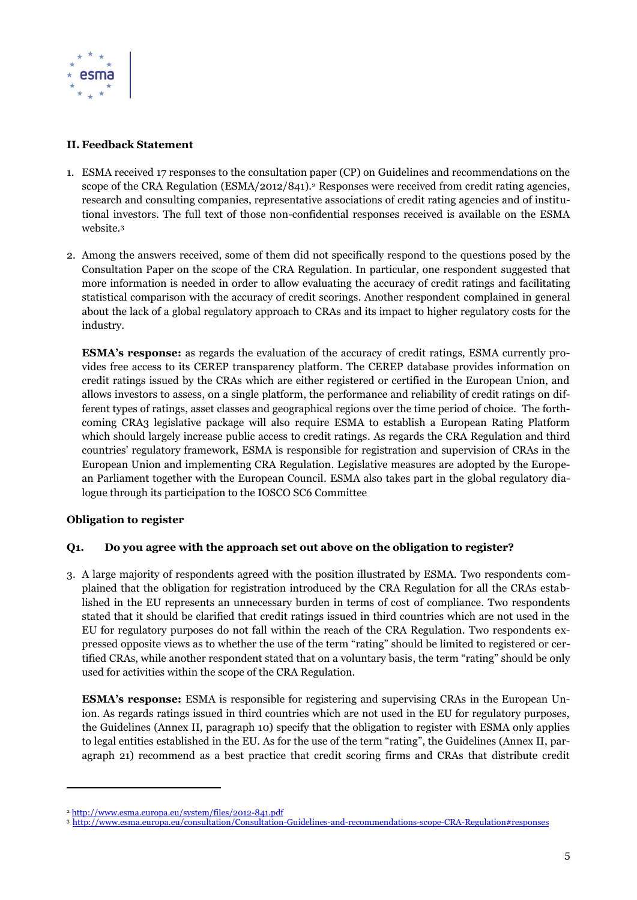## II. Feedback Statement

1. ESMA received 17 responses to the consultation paper (CP) on Guidelines and recommendations on the scope of the CRA Regulation (ESMA/2012/841).[2] Responses were received from credit rating agencies, research and consulting companies, representative associations of credit rating agencies and of institutional investors. The full text of those non-confidential responses received is available on the ESMA website.[3]

2. Among the answers received, some of them did not specifically respond to the questions posed by the Consultation Paper on the scope of the CRA Regulation. In particular, one respondent suggested that more information is needed in order to allow evaluating the accuracy of credit ratings and facilitating statistical comparison with the accuracy of credit scorings. Another respondent complained in general about the lack of a global regulatory approach to CRAs and its impact to higher regulatory costs for the industry.

   **ESMA's response:** as regards the evaluation of the accuracy of credit ratings, ESMA currently provides free access to its CEREP transparency platform. The CEREP database provides information on credit ratings issued by the CRAs which are either registered or certified in the European Union, and allows investors to assess, on a single platform, the performance and reliability of credit ratings on different types of ratings, asset classes and geographical regions over the time period of choice. The forthcoming CRA3 legislative package will also require ESMA to establish a European Rating Platform which should largely increase public access to credit ratings. As regards the CRA Regulation and third countries' regulatory framework, ESMA is responsible for registration and supervision of CRAs in the European Union and implementing CRA Regulation. Legislative measures are adopted by the European Parliament together with the European Council. ESMA also takes part in the global regulatory dialogue through its participation to the IOSCO SC6 Committee

### Obligation to register

#### Q1. Do you agree with the approach set out above on the obligation to register?

3. A large majority of respondents agreed with the position illustrated by ESMA. Two respondents complained that the obligation for registration introduced by the CRA Regulation for all the CRAs established in the EU represents an unnecessary burden in terms of cost of compliance. Two respondents stated that it should be clarified that credit ratings issued in third countries which are not used in the EU for regulatory purposes do not fall within the reach of the CRA Regulation. Two respondents expressed opposite views as to whether the use of the term "rating" should be limited to registered or certified CRAs, while another respondent stated that on a voluntary basis, the term "rating" should be only used for activities within the scope of the CRA Regulation.

   **ESMA's response:** ESMA is responsible for registering and supervising CRAs in the European Union. As regards ratings issued in third countries which are not used in the EU for regulatory purposes, the Guidelines (Annex II, paragraph 10) specify that the obligation to register with ESMA only applies to legal entities established in the EU. As for the use of the term "rating", the Guidelines (Annex II, paragraph 21) recommend as a best practice that credit scoring firms and CRAs that distribute credit

---

[2] http://www.esma.europa.eu/system/files/2012-841.pdf

[3] http://www.esma.europa.eu/consultation/Consultation-Guidelines-and-recommendations-scope-CRA-Regulation#responses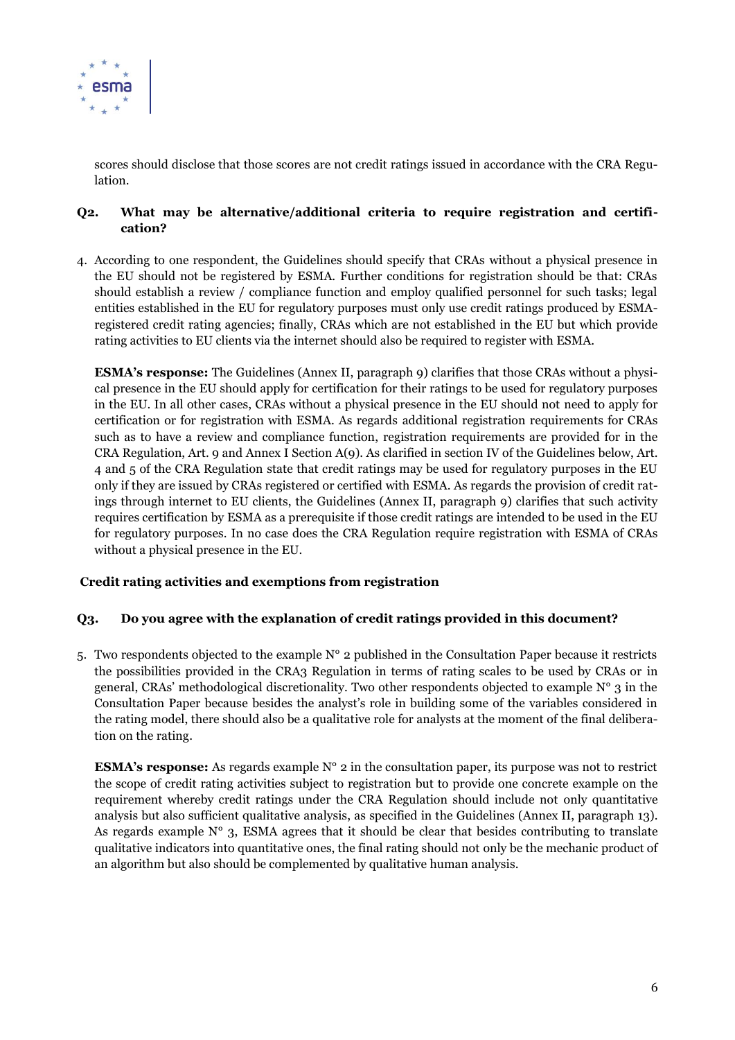scores should disclose that those scores are not credit ratings issued in accordance with the CRA Regulation.

### Q2. What may be alternative/additional criteria to require registration and certification?

4. According to one respondent, the Guidelines should specify that CRAs without a physical presence in the EU should not be registered by ESMA. Further conditions for registration should be that: CRAs should establish a review / compliance function and employ qualified personnel for such tasks; legal entities established in the EU for regulatory purposes must only use credit ratings produced by ESMA-registered credit rating agencies; finally, CRAs which are not established in the EU but which provide rating activities to EU clients via the internet should also be required to register with ESMA.

   **ESMA's response:** The Guidelines (Annex II, paragraph 9) clarifies that those CRAs without a physical presence in the EU should apply for certification for their ratings to be used for regulatory purposes in the EU. In all other cases, CRAs without a physical presence in the EU should not need to apply for certification or for registration with ESMA. As regards additional registration requirements for CRAs such as to have a review and compliance function, registration requirements are provided for in the CRA Regulation, Art. 9 and Annex I Section A(9). As clarified in section IV of the Guidelines below, Art. 4 and 5 of the CRA Regulation state that credit ratings may be used for regulatory purposes in the EU only if they are issued by CRAs registered or certified with ESMA. As regards the provision of credit ratings through internet to EU clients, the Guidelines (Annex II, paragraph 9) clarifies that such activity requires certification by ESMA as a prerequisite if those credit ratings are intended to be used in the EU for regulatory purposes. In no case does the CRA Regulation require registration with ESMA of CRAs without a physical presence in the EU.

### Credit rating activities and exemptions from registration

### Q3. Do you agree with the explanation of credit ratings provided in this document?

5. Two respondents objected to the example N° 2 published in the Consultation Paper because it restricts the possibilities provided in the CRA3 Regulation in terms of rating scales to be used by CRAs or in general, CRAs' methodological discretionality. Two other respondents objected to example N° 3 in the Consultation Paper because besides the analyst's role in building some of the variables considered in the rating model, there should also be a qualitative role for analysts at the moment of the final deliberation on the rating.

   **ESMA's response:** As regards example N° 2 in the consultation paper, its purpose was not to restrict the scope of credit rating activities subject to registration but to provide one concrete example on the requirement whereby credit ratings under the CRA Regulation should include not only quantitative analysis but also sufficient qualitative analysis, as specified in the Guidelines (Annex II, paragraph 13). As regards example N° 3, ESMA agrees that it should be clear that besides contributing to translate qualitative indicators into quantitative ones, the final rating should not only be the mechanic product of an algorithm but also should be complemented by qualitative human analysis.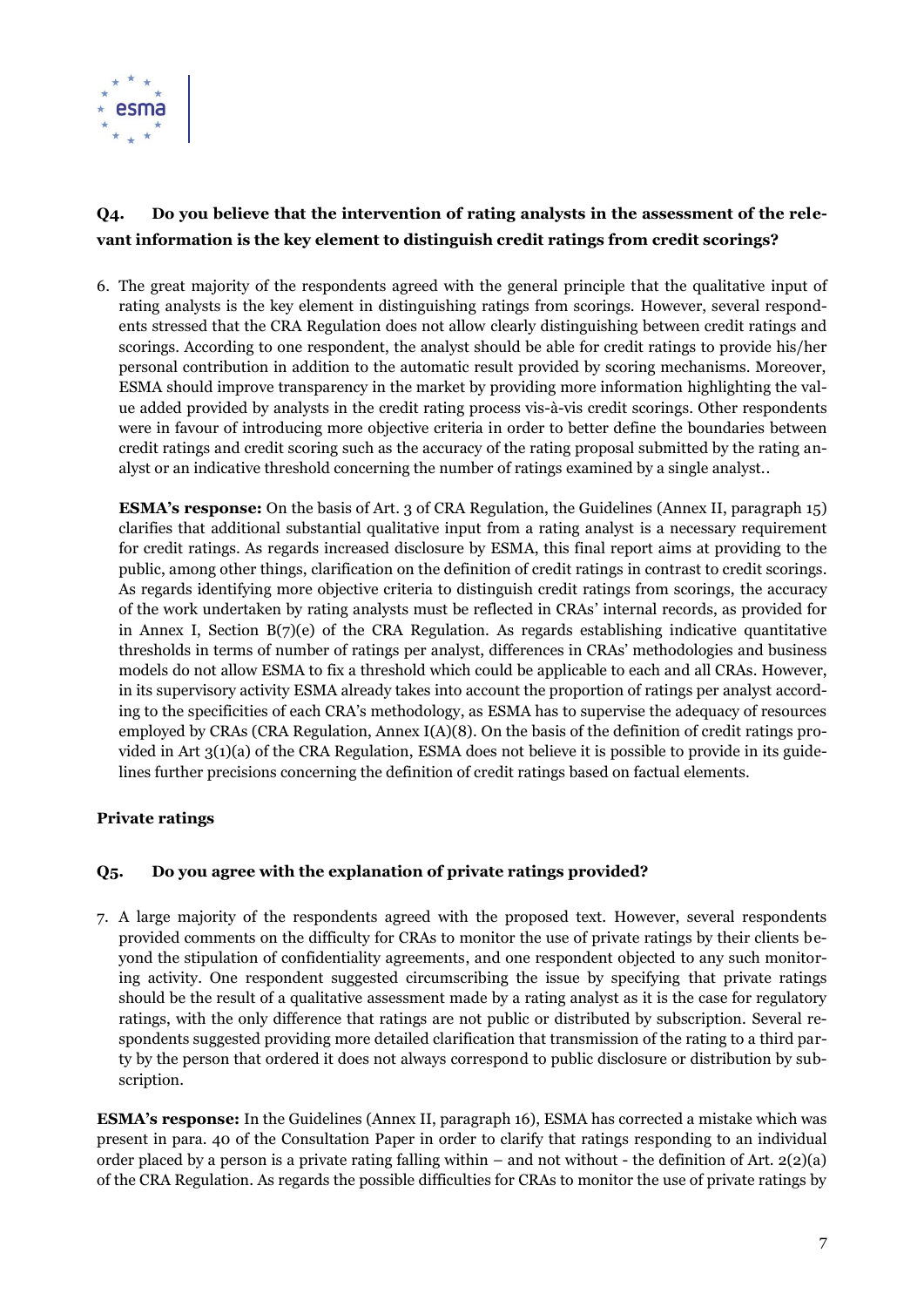### Q4. Do you believe that the intervention of rating analysts in the assessment of the relevant information is the key element to distinguish credit ratings from credit scorings?

6. The great majority of the respondents agreed with the general principle that the qualitative input of rating analysts is the key element in distinguishing ratings from scorings. However, several respondents stressed that the CRA Regulation does not allow clearly distinguishing between credit ratings and scorings. According to one respondent, the analyst should be able for credit ratings to provide his/her personal contribution in addition to the automatic result provided by scoring mechanisms. Moreover, ESMA should improve transparency in the market by providing more information highlighting the value added provided by analysts in the credit rating process vis-à-vis credit scorings. Other respondents were in favour of introducing more objective criteria in order to better define the boundaries between credit ratings and credit scoring such as the accuracy of the rating proposal submitted by the rating analyst or an indicative threshold concerning the number of ratings examined by a single analyst..

   **ESMA's response:** On the basis of Art. 3 of CRA Regulation, the Guidelines (Annex II, paragraph 15) clarifies that additional substantial qualitative input from a rating analyst is a necessary requirement for credit ratings. As regards increased disclosure by ESMA, this final report aims at providing to the public, among other things, clarification on the definition of credit ratings in contrast to credit scorings. As regards identifying more objective criteria to distinguish credit ratings from scorings, the accuracy of the work undertaken by rating analysts must be reflected in CRAs' internal records, as provided for in Annex I, Section B(7)(e) of the CRA Regulation. As regards establishing indicative quantitative thresholds in terms of number of ratings per analyst, differences in CRAs' methodologies and business models do not allow ESMA to fix a threshold which could be applicable to each and all CRAs. However, in its supervisory activity ESMA already takes into account the proportion of ratings per analyst according to the specificities of each CRA's methodology, as ESMA has to supervise the adequacy of resources employed by CRAs (CRA Regulation, Annex I(A)(8). On the basis of the definition of credit ratings provided in Art 3(1)(a) of the CRA Regulation, ESMA does not believe it is possible to provide in its guidelines further precisions concerning the definition of credit ratings based on factual elements.

#### Private ratings

### Q5. Do you agree with the explanation of private ratings provided?

7. A large majority of the respondents agreed with the proposed text. However, several respondents provided comments on the difficulty for CRAs to monitor the use of private ratings by their clients beyond the stipulation of confidentiality agreements, and one respondent objected to any such monitoring activity. One respondent suggested circumscribing the issue by specifying that private ratings should be the result of a qualitative assessment made by a rating analyst as it is the case for regulatory ratings, with the only difference that ratings are not public or distributed by subscription. Several respondents suggested providing more detailed clarification that transmission of the rating to a third party by the person that ordered it does not always correspond to public disclosure or distribution by subscription.

**ESMA's response:** In the Guidelines (Annex II, paragraph 16), ESMA has corrected a mistake which was present in para. 40 of the Consultation Paper in order to clarify that ratings responding to an individual order placed by a person is a private rating falling within – and not without - the definition of Art. 2(2)(a) of the CRA Regulation. As regards the possible difficulties for CRAs to monitor the use of private ratings by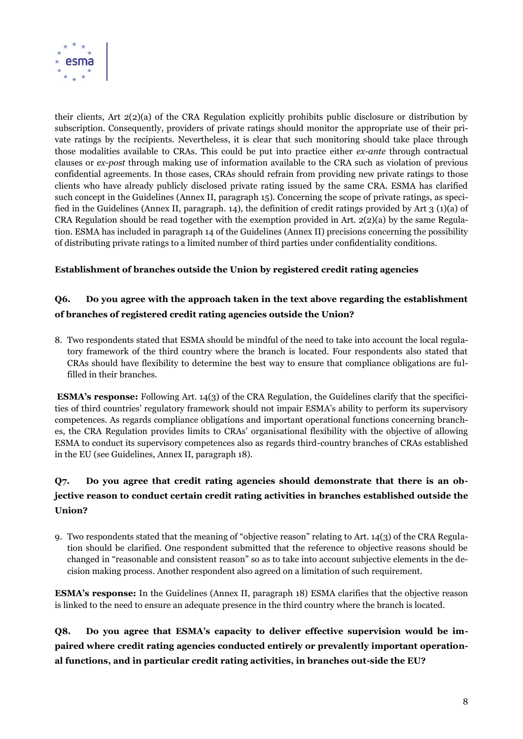their clients, Art 2(2)(a) of the CRA Regulation explicitly prohibits public disclosure or distribution by subscription. Consequently, providers of private ratings should monitor the appropriate use of their private ratings by the recipients. Nevertheless, it is clear that such monitoring should take place through those modalities available to CRAs. This could be put into practice either *ex-ante* through contractual clauses or *ex-post* through making use of information available to the CRA such as violation of previous confidential agreements. In those cases, CRAs should refrain from providing new private ratings to those clients who have already publicly disclosed private rating issued by the same CRA. ESMA has clarified such concept in the Guidelines (Annex II, paragraph 15). Concerning the scope of private ratings, as specified in the Guidelines (Annex II, paragraph. 14), the definition of credit ratings provided by Art 3 (1)(a) of CRA Regulation should be read together with the exemption provided in Art. 2(2)(a) by the same Regulation. ESMA has included in paragraph 14 of the Guidelines (Annex II) precisions concerning the possibility of distributing private ratings to a limited number of third parties under confidentiality conditions.

**Establishment of branches outside the Union by registered credit rating agencies**

**Q6. Do you agree with the approach taken in the text above regarding the establishment of branches of registered credit rating agencies outside the Union?**

8. Two respondents stated that ESMA should be mindful of the need to take into account the local regulatory framework of the third country where the branch is located. Four respondents also stated that CRAs should have flexibility to determine the best way to ensure that compliance obligations are fulfilled in their branches.

**ESMA's response:** Following Art. 14(3) of the CRA Regulation, the Guidelines clarify that the specificities of third countries' regulatory framework should not impair ESMA's ability to perform its supervisory competences. As regards compliance obligations and important operational functions concerning branches, the CRA Regulation provides limits to CRAs' organisational flexibility with the objective of allowing ESMA to conduct its supervisory competences also as regards third-country branches of CRAs established in the EU (see Guidelines, Annex II, paragraph 18).

**Q7. Do you agree that credit rating agencies should demonstrate that there is an objective reason to conduct certain credit rating activities in branches established outside the Union?**

9. Two respondents stated that the meaning of "objective reason" relating to Art. 14(3) of the CRA Regulation should be clarified. One respondent submitted that the reference to objective reasons should be changed in "reasonable and consistent reason" so as to take into account subjective elements in the decision making process. Another respondent also agreed on a limitation of such requirement.

**ESMA's response:** In the Guidelines (Annex II, paragraph 18) ESMA clarifies that the objective reason is linked to the need to ensure an adequate presence in the third country where the branch is located.

**Q8. Do you agree that ESMA's capacity to deliver effective supervision would be impaired where credit rating agencies conducted entirely or prevalently important operational functions, and in particular credit rating activities, in branches out-side the EU?**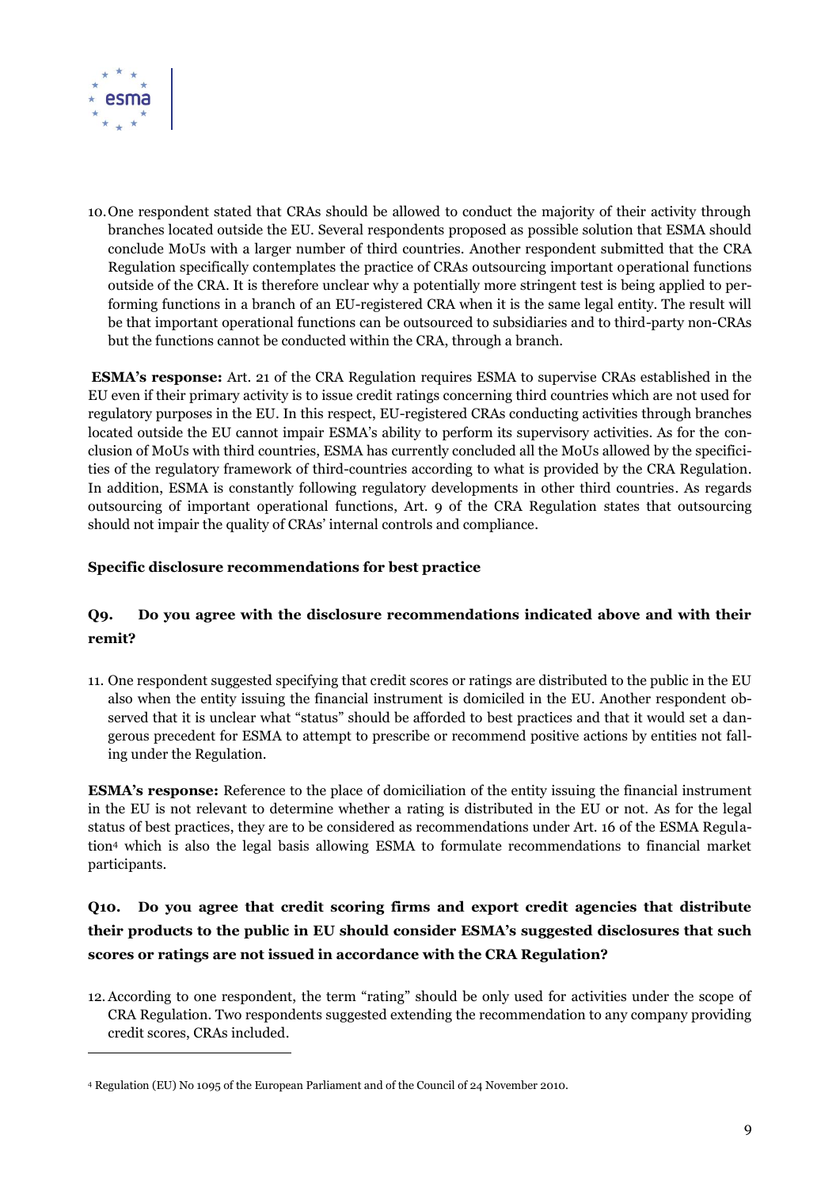10. One respondent stated that CRAs should be allowed to conduct the majority of their activity through branches located outside the EU. Several respondents proposed as possible solution that ESMA should conclude MoUs with a larger number of third countries. Another respondent submitted that the CRA Regulation specifically contemplates the practice of CRAs outsourcing important operational functions outside of the CRA. It is therefore unclear why a potentially more stringent test is being applied to performing functions in a branch of an EU-registered CRA when it is the same legal entity. The result will be that important operational functions can be outsourced to subsidiaries and to third-party non-CRAs but the functions cannot be conducted within the CRA, through a branch.

**ESMA's response:** Art. 21 of the CRA Regulation requires ESMA to supervise CRAs established in the EU even if their primary activity is to issue credit ratings concerning third countries which are not used for regulatory purposes in the EU. In this respect, EU-registered CRAs conducting activities through branches located outside the EU cannot impair ESMA's ability to perform its supervisory activities. As for the conclusion of MoUs with third countries, ESMA has currently concluded all the MoUs allowed by the specificities of the regulatory framework of third-countries according to what is provided by the CRA Regulation. In addition, ESMA is constantly following regulatory developments in other third countries. As regards outsourcing of important operational functions, Art. 9 of the CRA Regulation states that outsourcing should not impair the quality of CRAs' internal controls and compliance.

**Specific disclosure recommendations for best practice**

### Q9. Do you agree with the disclosure recommendations indicated above and with their remit?

11. One respondent suggested specifying that credit scores or ratings are distributed to the public in the EU also when the entity issuing the financial instrument is domiciled in the EU. Another respondent observed that it is unclear what "status" should be afforded to best practices and that it would set a dangerous precedent for ESMA to attempt to prescribe or recommend positive actions by entities not falling under the Regulation.

**ESMA's response:** Reference to the place of domiciliation of the entity issuing the financial instrument in the EU is not relevant to determine whether a rating is distributed in the EU or not. As for the legal status of best practices, they are to be considered as recommendations under Art. 16 of the ESMA Regulation[4] which is also the legal basis allowing ESMA to formulate recommendations to financial market participants.

### Q10. Do you agree that credit scoring firms and export credit agencies that distribute their products to the public in EU should consider ESMA's suggested disclosures that such scores or ratings are not issued in accordance with the CRA Regulation?

12. According to one respondent, the term "rating" should be only used for activities under the scope of CRA Regulation. Two respondents suggested extending the recommendation to any company providing credit scores, CRAs included.

---

[4] Regulation (EU) No 1095 of the European Parliament and of the Council of 24 November 2010.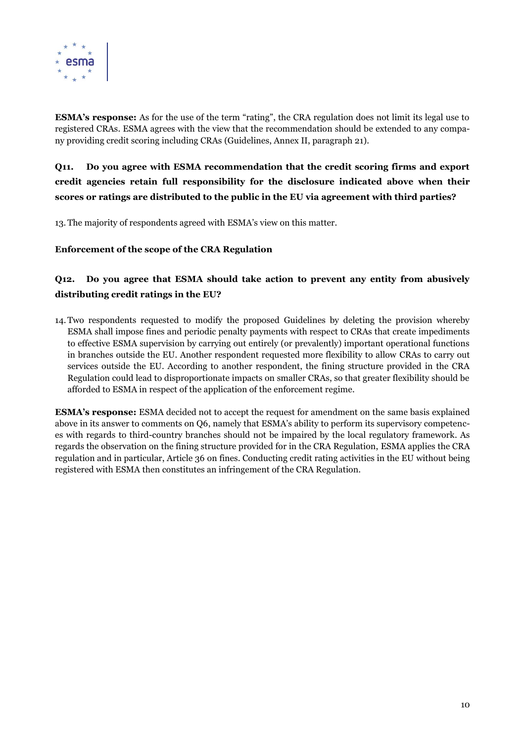**ESMA's response:** As for the use of the term "rating", the CRA regulation does not limit its legal use to registered CRAs. ESMA agrees with the view that the recommendation should be extended to any company providing credit scoring including CRAs (Guidelines, Annex II, paragraph 21).

### Q11. Do you agree with ESMA recommendation that the credit scoring firms and export credit agencies retain full responsibility for the disclosure indicated above when their scores or ratings are distributed to the public in the EU via agreement with third parties?

13. The majority of respondents agreed with ESMA's view on this matter.

**Enforcement of the scope of the CRA Regulation**

### Q12. Do you agree that ESMA should take action to prevent any entity from abusively distributing credit ratings in the EU?

14. Two respondents requested to modify the proposed Guidelines by deleting the provision whereby ESMA shall impose fines and periodic penalty payments with respect to CRAs that create impediments to effective ESMA supervision by carrying out entirely (or prevalently) important operational functions in branches outside the EU. Another respondent requested more flexibility to allow CRAs to carry out services outside the EU. According to another respondent, the fining structure provided in the CRA Regulation could lead to disproportionate impacts on smaller CRAs, so that greater flexibility should be afforded to ESMA in respect of the application of the enforcement regime.

**ESMA's response:** ESMA decided not to accept the request for amendment on the same basis explained above in its answer to comments on Q6, namely that ESMA's ability to perform its supervisory competences with regards to third-country branches should not be impaired by the local regulatory framework. As regards the observation on the fining structure provided for in the CRA Regulation, ESMA applies the CRA regulation and in particular, Article 36 on fines. Conducting credit rating activities in the EU without being registered with ESMA then constitutes an infringement of the CRA Regulation.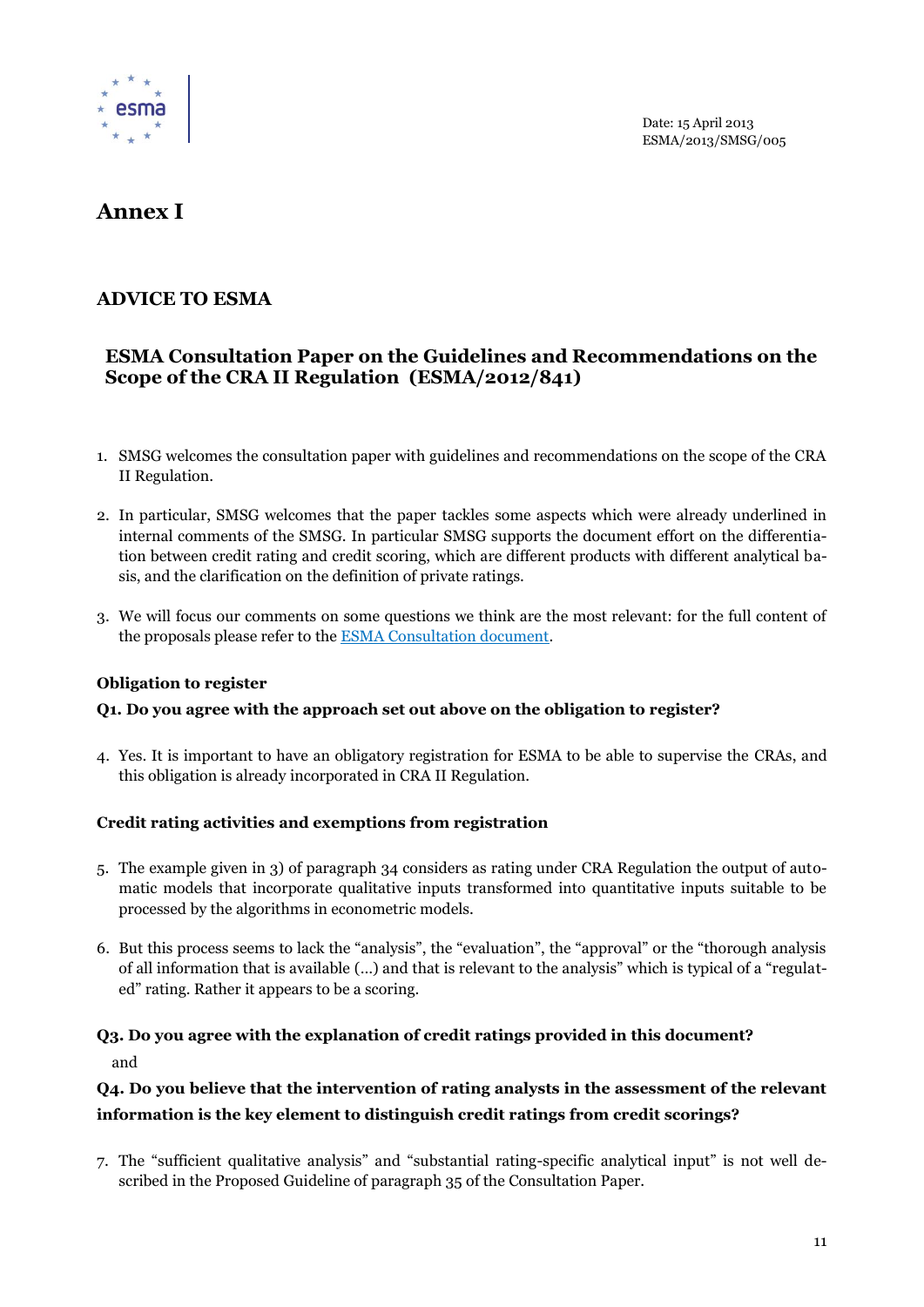Date: 15 April 2013
ESMA/2013/SMSG/005

# Annex I

## ADVICE TO ESMA

### ESMA Consultation Paper on the Guidelines and Recommendations on the Scope of the CRA II Regulation (ESMA/2012/841)

1. SMSG welcomes the consultation paper with guidelines and recommendations on the scope of the CRA II Regulation.

2. In particular, SMSG welcomes that the paper tackles some aspects which were already underlined in internal comments of the SMSG. In particular SMSG supports the document effort on the differentiation between credit rating and credit scoring, which are different products with different analytical basis, and the clarification on the definition of private ratings.

3. We will focus our comments on some questions we think are the most relevant: for the full content of the proposals please refer to the [ESMA Consultation document](ESMA Consultation document).

**Obligation to register**

**Q1. Do you agree with the approach set out above on the obligation to register?**

4. Yes. It is important to have an obligatory registration for ESMA to be able to supervise the CRAs, and this obligation is already incorporated in CRA II Regulation.

**Credit rating activities and exemptions from registration**

5. The example given in 3) of paragraph 34 considers as rating under CRA Regulation the output of automatic models that incorporate qualitative inputs transformed into quantitative inputs suitable to be processed by the algorithms in econometric models.

6. But this process seems to lack the "analysis", the "evaluation", the "approval" or the "thorough analysis of all information that is available (…) and that is relevant to the analysis" which is typical of a "regulated" rating. Rather it appears to be a scoring.

**Q3. Do you agree with the explanation of credit ratings provided in this document?**

and

**Q4. Do you believe that the intervention of rating analysts in the assessment of the relevant information is the key element to distinguish credit ratings from credit scorings?**

7. The "sufficient qualitative analysis" and "substantial rating-specific analytical input" is not well described in the Proposed Guideline of paragraph 35 of the Consultation Paper.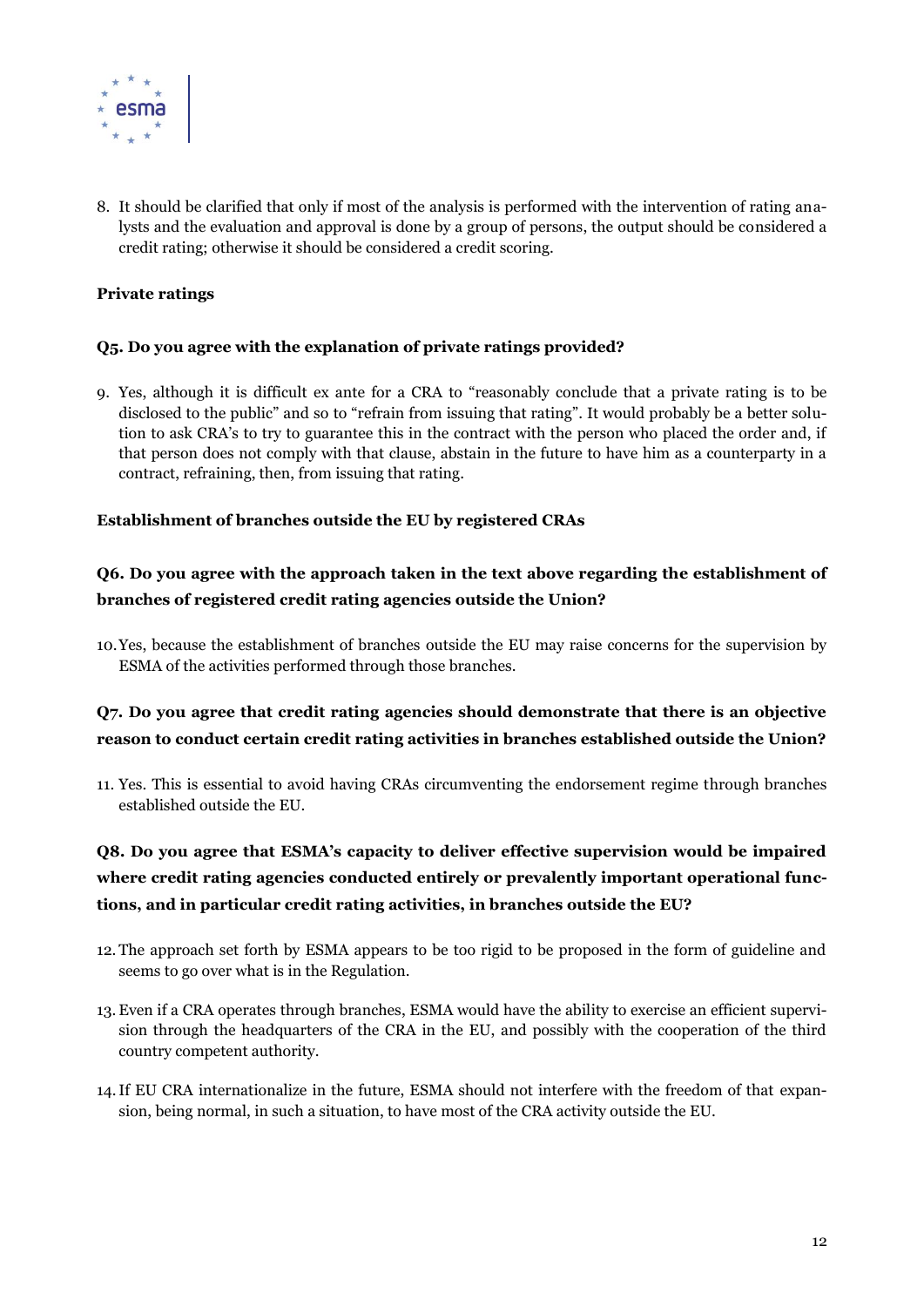8. It should be clarified that only if most of the analysis is performed with the intervention of rating analysts and the evaluation and approval is done by a group of persons, the output should be considered a credit rating; otherwise it should be considered a credit scoring.

**Private ratings**

**Q5. Do you agree with the explanation of private ratings provided?**

9. Yes, although it is difficult ex ante for a CRA to "reasonably conclude that a private rating is to be disclosed to the public" and so to "refrain from issuing that rating". It would probably be a better solution to ask CRA's to try to guarantee this in the contract with the person who placed the order and, if that person does not comply with that clause, abstain in the future to have him as a counterparty in a contract, refraining, then, from issuing that rating.

**Establishment of branches outside the EU by registered CRAs**

**Q6. Do you agree with the approach taken in the text above regarding the establishment of branches of registered credit rating agencies outside the Union?**

10. Yes, because the establishment of branches outside the EU may raise concerns for the supervision by ESMA of the activities performed through those branches.

**Q7. Do you agree that credit rating agencies should demonstrate that there is an objective reason to conduct certain credit rating activities in branches established outside the Union?**

11. Yes. This is essential to avoid having CRAs circumventing the endorsement regime through branches established outside the EU.

**Q8. Do you agree that ESMA's capacity to deliver effective supervision would be impaired where credit rating agencies conducted entirely or prevalently important operational functions, and in particular credit rating activities, in branches outside the EU?**

12. The approach set forth by ESMA appears to be too rigid to be proposed in the form of guideline and seems to go over what is in the Regulation.

13. Even if a CRA operates through branches, ESMA would have the ability to exercise an efficient supervision through the headquarters of the CRA in the EU, and possibly with the cooperation of the third country competent authority.

14. If EU CRA internationalize in the future, ESMA should not interfere with the freedom of that expansion, being normal, in such a situation, to have most of the CRA activity outside the EU.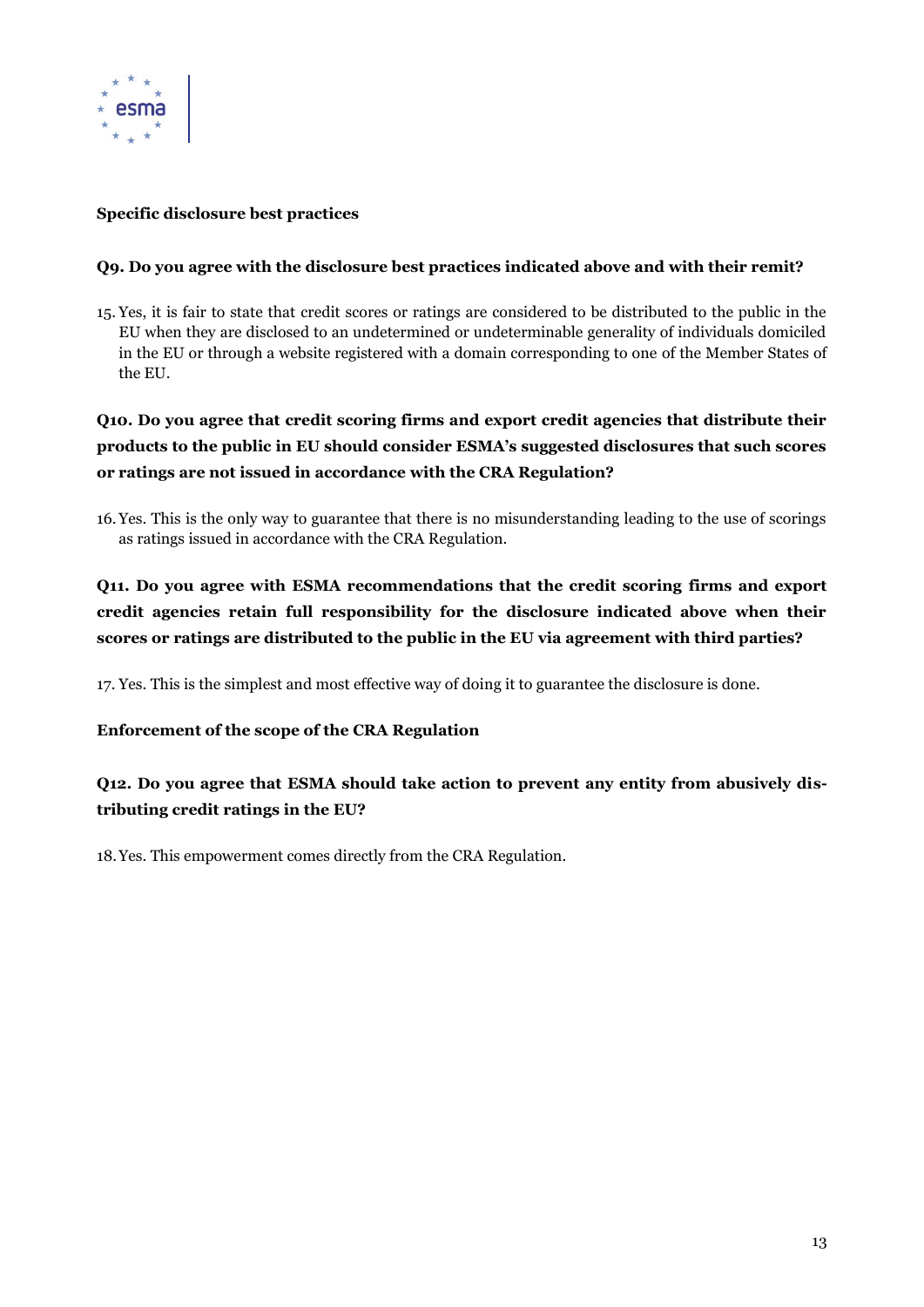**Specific disclosure best practices**

**Q9. Do you agree with the disclosure best practices indicated above and with their remit?**

15. Yes, it is fair to state that credit scores or ratings are considered to be distributed to the public in the EU when they are disclosed to an undetermined or undeterminable generality of individuals domiciled in the EU or through a website registered with a domain corresponding to one of the Member States of the EU.

**Q10. Do you agree that credit scoring firms and export credit agencies that distribute their products to the public in EU should consider ESMA's suggested disclosures that such scores or ratings are not issued in accordance with the CRA Regulation?**

16. Yes. This is the only way to guarantee that there is no misunderstanding leading to the use of scorings as ratings issued in accordance with the CRA Regulation.

**Q11. Do you agree with ESMA recommendations that the credit scoring firms and export credit agencies retain full responsibility for the disclosure indicated above when their scores or ratings are distributed to the public in the EU via agreement with third parties?**

17. Yes. This is the simplest and most effective way of doing it to guarantee the disclosure is done.

**Enforcement of the scope of the CRA Regulation**

**Q12. Do you agree that ESMA should take action to prevent any entity from abusively distributing credit ratings in the EU?**

18. Yes. This empowerment comes directly from the CRA Regulation.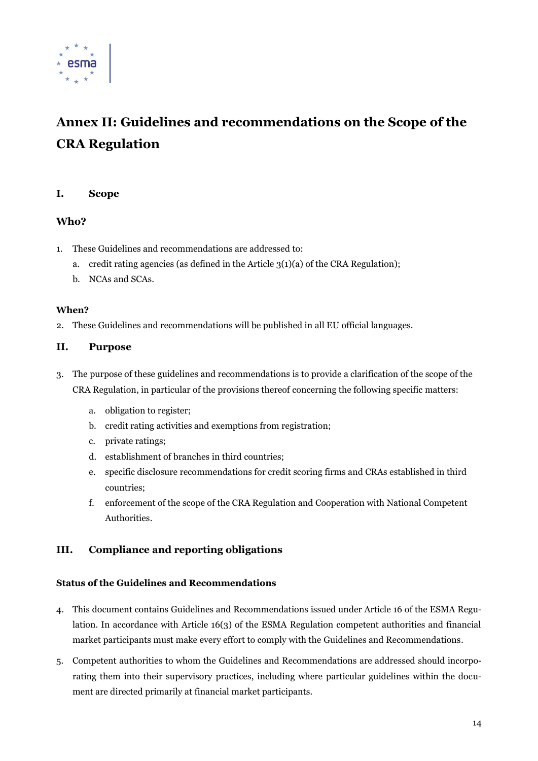# Annex II: Guidelines and recommendations on the Scope of the CRA Regulation

## I. Scope

### Who?

1. These Guidelines and recommendations are addressed to:
   a. credit rating agencies (as defined in the Article 3(1)(a) of the CRA Regulation);
   b. NCAs and SCAs.

**When?**

2. These Guidelines and recommendations will be published in all EU official languages.

## II. Purpose

3. The purpose of these guidelines and recommendations is to provide a clarification of the scope of the CRA Regulation, in particular of the provisions thereof concerning the following specific matters:
   a. obligation to register;
   b. credit rating activities and exemptions from registration;
   c. private ratings;
   d. establishment of branches in third countries;
   e. specific disclosure recommendations for credit scoring firms and CRAs established in third countries;
   f. enforcement of the scope of the CRA Regulation and Cooperation with National Competent Authorities.

## III. Compliance and reporting obligations

**Status of the Guidelines and Recommendations**

4. This document contains Guidelines and Recommendations issued under Article 16 of the ESMA Regulation. In accordance with Article 16(3) of the ESMA Regulation competent authorities and financial market participants must make every effort to comply with the Guidelines and Recommendations.

5. Competent authorities to whom the Guidelines and Recommendations are addressed should incorporating them into their supervisory practices, including where particular guidelines within the document are directed primarily at financial market participants.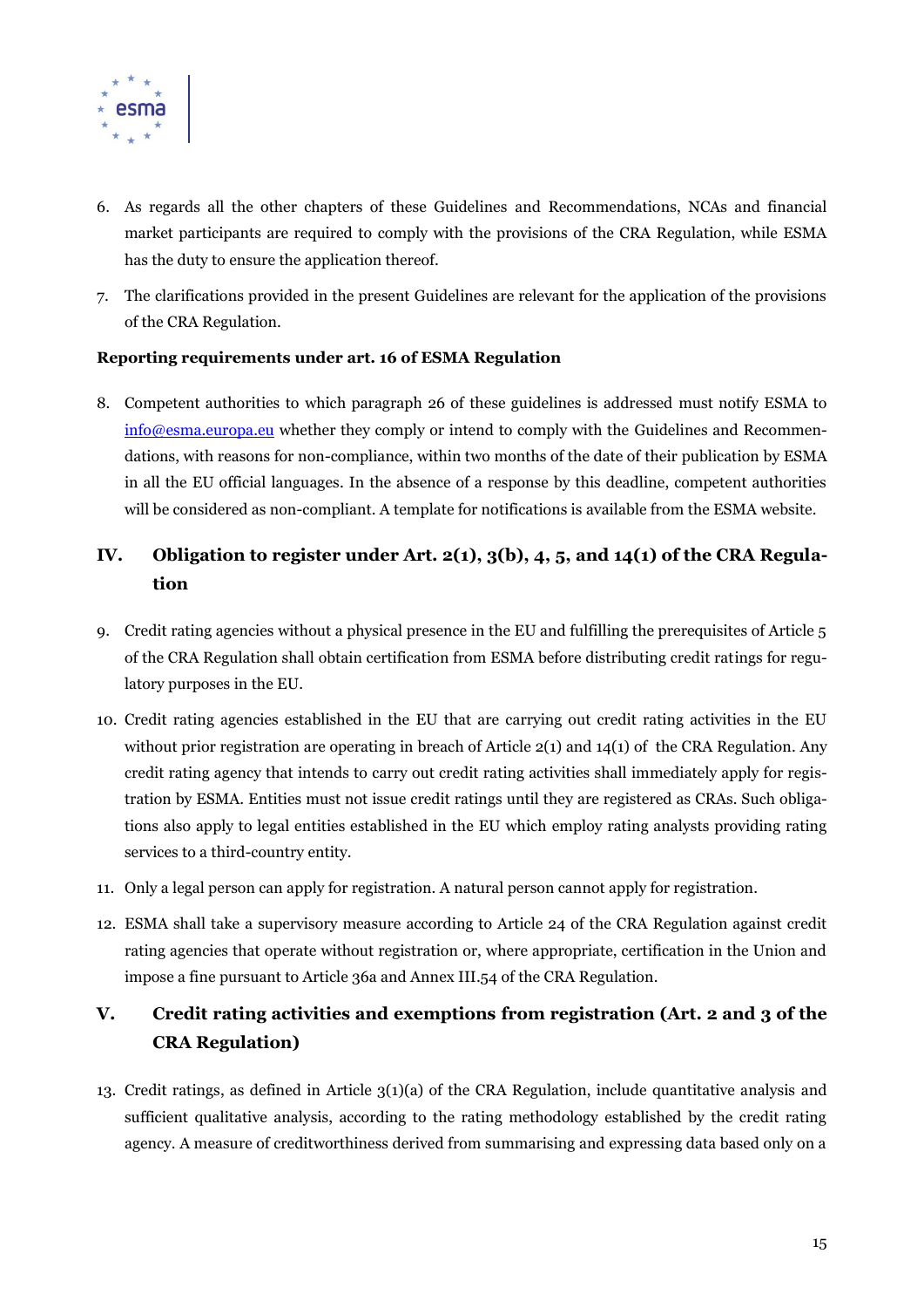6. As regards all the other chapters of these Guidelines and Recommendations, NCAs and financial market participants are required to comply with the provisions of the CRA Regulation, while ESMA has the duty to ensure the application thereof.

7. The clarifications provided in the present Guidelines are relevant for the application of the provisions of the CRA Regulation.

**Reporting requirements under art. 16 of ESMA Regulation**

8. Competent authorities to which paragraph 26 of these guidelines is addressed must notify ESMA to info@esma.europa.eu whether they comply or intend to comply with the Guidelines and Recommendations, with reasons for non-compliance, within two months of the date of their publication by ESMA in all the EU official languages. In the absence of a response by this deadline, competent authorities will be considered as non-compliant. A template for notifications is available from the ESMA website.

## IV. Obligation to register under Art. 2(1), 3(b), 4, 5, and 14(1) of the CRA Regulation

9. Credit rating agencies without a physical presence in the EU and fulfilling the prerequisites of Article 5 of the CRA Regulation shall obtain certification from ESMA before distributing credit ratings for regulatory purposes in the EU.

10. Credit rating agencies established in the EU that are carrying out credit rating activities in the EU without prior registration are operating in breach of Article 2(1) and 14(1) of the CRA Regulation. Any credit rating agency that intends to carry out credit rating activities shall immediately apply for registration by ESMA. Entities must not issue credit ratings until they are registered as CRAs. Such obligations also apply to legal entities established in the EU which employ rating analysts providing rating services to a third-country entity.

11. Only a legal person can apply for registration. A natural person cannot apply for registration.

12. ESMA shall take a supervisory measure according to Article 24 of the CRA Regulation against credit rating agencies that operate without registration or, where appropriate, certification in the Union and impose a fine pursuant to Article 36a and Annex III.54 of the CRA Regulation.

## V. Credit rating activities and exemptions from registration (Art. 2 and 3 of the CRA Regulation)

13. Credit ratings, as defined in Article 3(1)(a) of the CRA Regulation, include quantitative analysis and sufficient qualitative analysis, according to the rating methodology established by the credit rating agency. A measure of creditworthiness derived from summarising and expressing data based only on a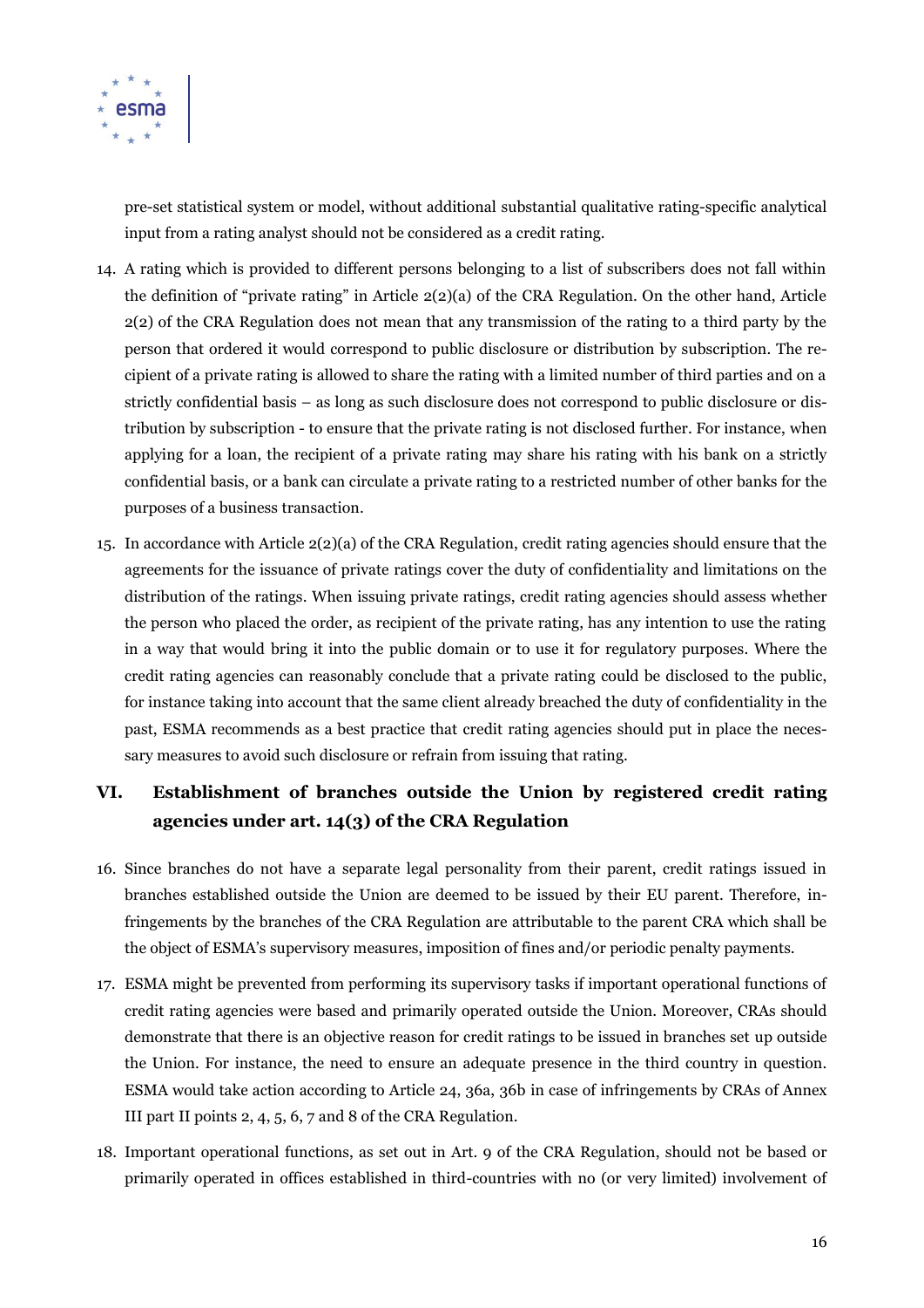pre-set statistical system or model, without additional substantial qualitative rating-specific analytical input from a rating analyst should not be considered as a credit rating.

14. A rating which is provided to different persons belonging to a list of subscribers does not fall within the definition of "private rating" in Article 2(2)(a) of the CRA Regulation. On the other hand, Article 2(2) of the CRA Regulation does not mean that any transmission of the rating to a third party by the person that ordered it would correspond to public disclosure or distribution by subscription. The recipient of a private rating is allowed to share the rating with a limited number of third parties and on a strictly confidential basis – as long as such disclosure does not correspond to public disclosure or distribution by subscription - to ensure that the private rating is not disclosed further. For instance, when applying for a loan, the recipient of a private rating may share his rating with his bank on a strictly confidential basis, or a bank can circulate a private rating to a restricted number of other banks for the purposes of a business transaction.

15. In accordance with Article 2(2)(a) of the CRA Regulation, credit rating agencies should ensure that the agreements for the issuance of private ratings cover the duty of confidentiality and limitations on the distribution of the ratings. When issuing private ratings, credit rating agencies should assess whether the person who placed the order, as recipient of the private rating, has any intention to use the rating in a way that would bring it into the public domain or to use it for regulatory purposes. Where the credit rating agencies can reasonably conclude that a private rating could be disclosed to the public, for instance taking into account that the same client already breached the duty of confidentiality in the past, ESMA recommends as a best practice that credit rating agencies should put in place the necessary measures to avoid such disclosure or refrain from issuing that rating.

## VI. Establishment of branches outside the Union by registered credit rating agencies under art. 14(3) of the CRA Regulation

16. Since branches do not have a separate legal personality from their parent, credit ratings issued in branches established outside the Union are deemed to be issued by their EU parent. Therefore, infringements by the branches of the CRA Regulation are attributable to the parent CRA which shall be the object of ESMA's supervisory measures, imposition of fines and/or periodic penalty payments.

17. ESMA might be prevented from performing its supervisory tasks if important operational functions of credit rating agencies were based and primarily operated outside the Union. Moreover, CRAs should demonstrate that there is an objective reason for credit ratings to be issued in branches set up outside the Union. For instance, the need to ensure an adequate presence in the third country in question. ESMA would take action according to Article 24, 36a, 36b in case of infringements by CRAs of Annex III part II points 2, 4, 5, 6, 7 and 8 of the CRA Regulation.

18. Important operational functions, as set out in Art. 9 of the CRA Regulation, should not be based or primarily operated in offices established in third-countries with no (or very limited) involvement of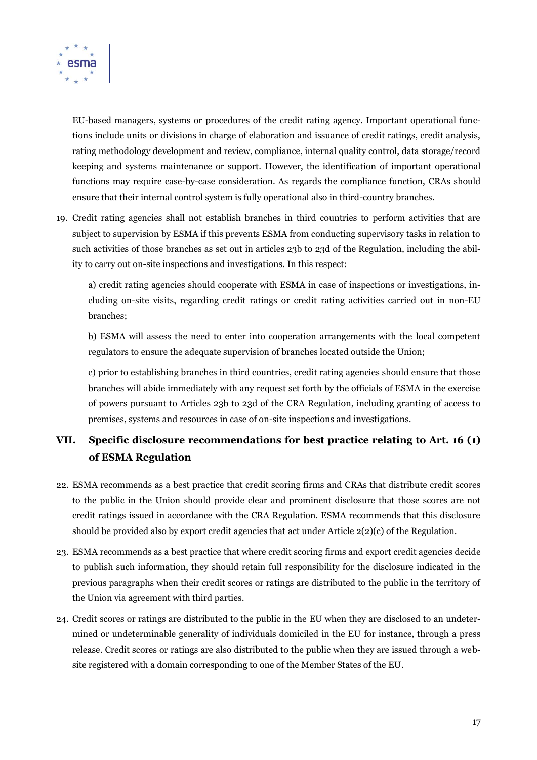EU-based managers, systems or procedures of the credit rating agency. Important operational functions include units or divisions in charge of elaboration and issuance of credit ratings, credit analysis, rating methodology development and review, compliance, internal quality control, data storage/record keeping and systems maintenance or support. However, the identification of important operational functions may require case-by-case consideration. As regards the compliance function, CRAs should ensure that their internal control system is fully operational also in third-country branches.

19. Credit rating agencies shall not establish branches in third countries to perform activities that are subject to supervision by ESMA if this prevents ESMA from conducting supervisory tasks in relation to such activities of those branches as set out in articles 23b to 23d of the Regulation, including the ability to carry out on-site inspections and investigations. In this respect:

    a) credit rating agencies should cooperate with ESMA in case of inspections or investigations, including on-site visits, regarding credit ratings or credit rating activities carried out in non-EU branches;

    b) ESMA will assess the need to enter into cooperation arrangements with the local competent regulators to ensure the adequate supervision of branches located outside the Union;

    c) prior to establishing branches in third countries, credit rating agencies should ensure that those branches will abide immediately with any request set forth by the officials of ESMA in the exercise of powers pursuant to Articles 23b to 23d of the CRA Regulation, including granting of access to premises, systems and resources in case of on-site inspections and investigations.

## VII. Specific disclosure recommendations for best practice relating to Art. 16 (1) of ESMA Regulation

22. ESMA recommends as a best practice that credit scoring firms and CRAs that distribute credit scores to the public in the Union should provide clear and prominent disclosure that those scores are not credit ratings issued in accordance with the CRA Regulation. ESMA recommends that this disclosure should be provided also by export credit agencies that act under Article 2(2)(c) of the Regulation.

23. ESMA recommends as a best practice that where credit scoring firms and export credit agencies decide to publish such information, they should retain full responsibility for the disclosure indicated in the previous paragraphs when their credit scores or ratings are distributed to the public in the territory of the Union via agreement with third parties.

24. Credit scores or ratings are distributed to the public in the EU when they are disclosed to an undetermined or undeterminable generality of individuals domiciled in the EU for instance, through a press release. Credit scores or ratings are also distributed to the public when they are issued through a website registered with a domain corresponding to one of the Member States of the EU.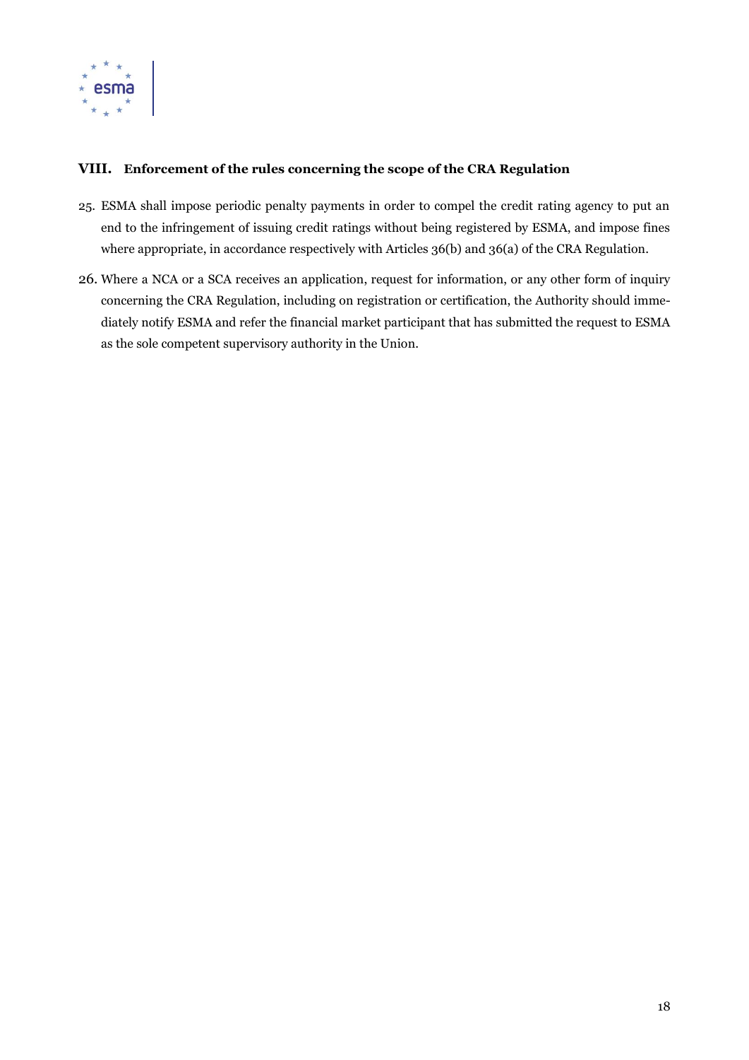## VIII. Enforcement of the rules concerning the scope of the CRA Regulation

25. ESMA shall impose periodic penalty payments in order to compel the credit rating agency to put an end to the infringement of issuing credit ratings without being registered by ESMA, and impose fines where appropriate, in accordance respectively with Articles 36(b) and 36(a) of the CRA Regulation.

26. Where a NCA or a SCA receives an application, request for information, or any other form of inquiry concerning the CRA Regulation, including on registration or certification, the Authority should immediately notify ESMA and refer the financial market participant that has submitted the request to ESMA as the sole competent supervisory authority in the Union.